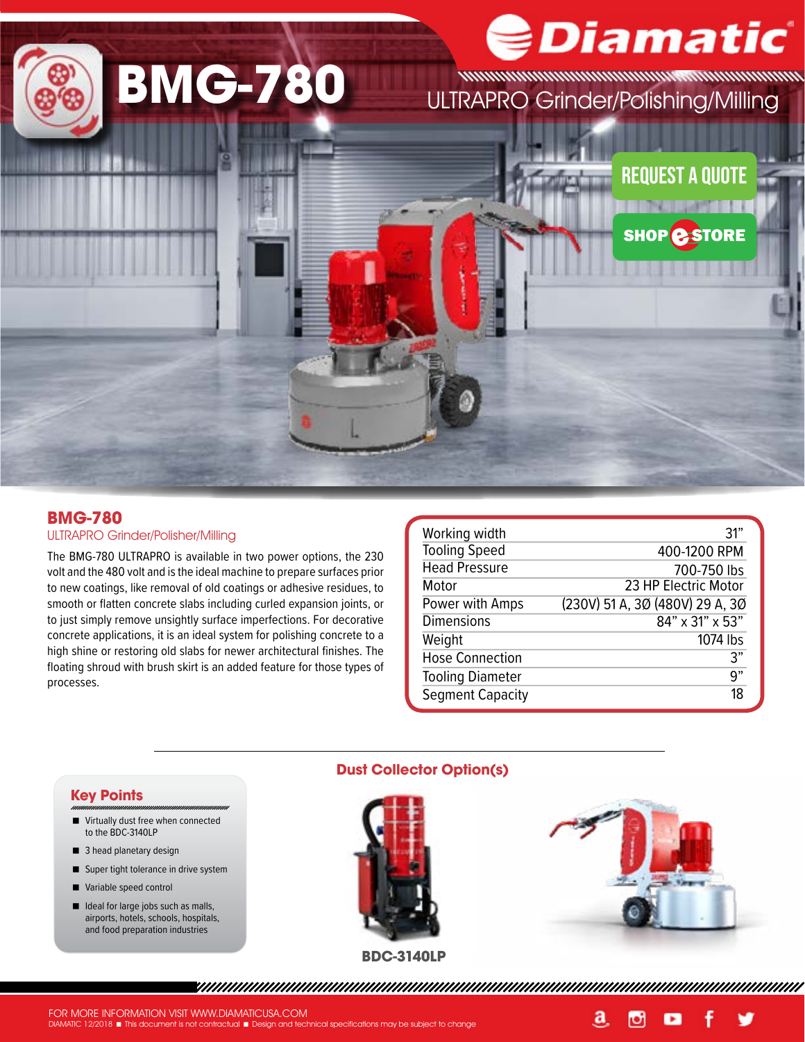# BMG-780

ULTRAPRO Grinder/Polishing/Milling

REQUEST A QUOTE

SHOP e-STORE

## BMG-780

ULTRAPRO Grinder/Polisher/Milling

The BMG-780 ULTRAPRO is available in two power options, the 230 volt and the 480 volt and is the ideal machine to prepare surfaces prior to new coatings, like removal of old coatings or adhesive residues, to smooth or flatten concrete slabs including curled expansion joints, or to just simply remove unsightly surface imperfections. For decorative concrete applications, it is an ideal system for polishing concrete to a high shine or restoring old slabs for newer architectural finishes. The floating shroud with brush skirt is an added feature for those types of processes.

| | |
|---|---|
| Working width | 31” |
| Tooling Speed | 400-1200 RPM |
| Head Pressure | 700-750 lbs |
| Motor | 23 HP Electric Motor |
| Power with Amps | (230V) 51 A, 3Ø (480V) 29 A, 3Ø |
| Dimensions | 84” x 31” x 53” |
| Weight | 1074 lbs |
| Hose Connection | 3” |
| Tooling Diameter | 9” |
| Segment Capacity | 18 |

### Key Points

- Virtually dust free when connected to the BDC-3140LP
- 3 head planetary design
- Super tight tolerance in drive system
- Variable speed control
- Ideal for large jobs such as malls, airports, hotels, schools, hospitals, and food preparation industries

### Dust Collector Option(s)

**BDC-3140LP**

FOR MORE INFORMATION VISIT WWW.DIAMATICUSA.COM
DIAMATIC 12/2018 ■ This document is not contractual ■ Design and technical specifications may be subject to change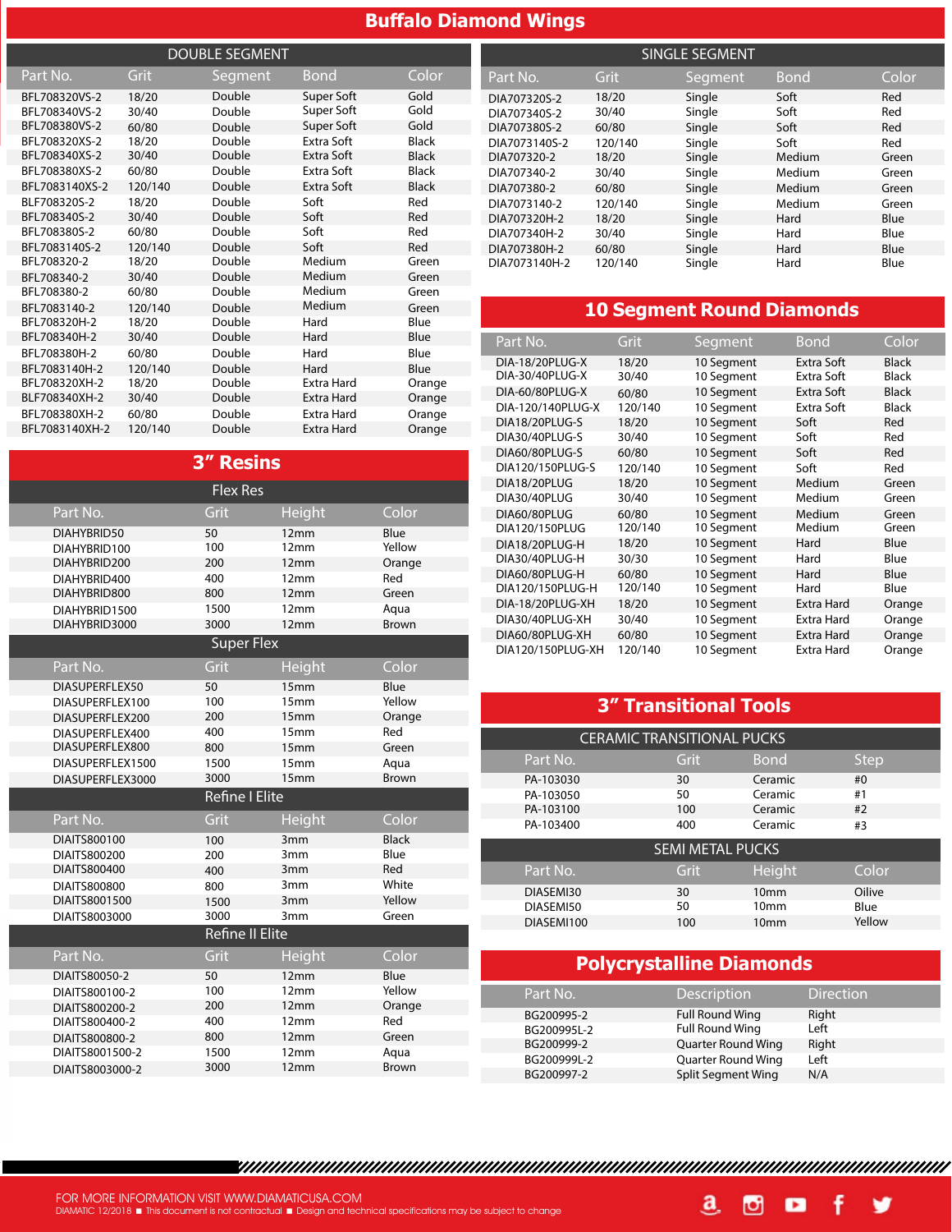# Buffalo Diamond Wings

| DOUBLE SEGMENT | | | |
|---|---|---|---|
| Part No. | Grit | Segment | Bond | Color |

| Part No. | Grit | Segment | Bond | Color |
|---|---|---|---|---|
| BFL708320VS-2 | 18/20 | Double | Super Soft | Gold |
| BFL708340VS-2 | 30/40 | Double | Super Soft | Gold |
| BFL708380VS-2 | 60/80 | Double | Super Soft | Gold |
| BFL708320XS-2 | 18/20 | Double | Extra Soft | Black |
| BFL708340XS-2 | 30/40 | Double | Extra Soft | Black |
| BFL708380XS-2 | 60/80 | Double | Extra Soft | Black |
| BFL7083140XS-2 | 120/140 | Double | Extra Soft | Black |
| BLF708320S-2 | 18/20 | Double | Soft | Red |
| BFL708340S-2 | 30/40 | Double | Soft | Red |
| BFL708380S-2 | 60/80 | Double | Soft | Red |
| BFL7083140S-2 | 120/140 | Double | Soft | Red |
| BFL708320-2 | 18/20 | Double | Medium | Green |
| BFL708340-2 | 30/40 | Double | Medium | Green |
| BFL708380-2 | 60/80 | Double | Medium | Green |
| BFL7083140-2 | 120/140 | Double | Medium | Green |
| BFL708320H-2 | 18/20 | Double | Hard | Blue |
| BFL708340H-2 | 30/40 | Double | Hard | Blue |
| BFL708380H-2 | 60/80 | Double | Hard | Blue |
| BFL7083140H-2 | 120/140 | Double | Hard | Blue |
| BFL708320XH-2 | 18/20 | Double | Extra Hard | Orange |
| BLF708340XH-2 | 30/40 | Double | Extra Hard | Orange |
| BFL708380XH-2 | 60/80 | Double | Extra Hard | Orange |
| BFL7083140XH-2 | 120/140 | Double | Extra Hard | Orange |

SINGLE SEGMENT

| Part No. | Grit | Segment | Bond | Color |
|---|---|---|---|---|
| DIA707320S-2 | 18/20 | Single | Soft | Red |
| DIA707340S-2 | 30/40 | Single | Soft | Red |
| DIA707380S-2 | 60/80 | Single | Soft | Red |
| DIA7073140S-2 | 120/140 | Single | Soft | Red |
| DIA707320-2 | 18/20 | Single | Medium | Green |
| DIA707340-2 | 30/40 | Single | Medium | Green |
| DIA707380-2 | 60/80 | Single | Medium | Green |
| DIA7073140-2 | 120/140 | Single | Medium | Green |
| DIA707320H-2 | 18/20 | Single | Hard | Blue |
| DIA707340H-2 | 30/40 | Single | Hard | Blue |
| DIA707380H-2 | 60/80 | Single | Hard | Blue |
| DIA7073140H-2 | 120/140 | Single | Hard | Blue |

# 10 Segment Round Diamonds

| Part No. | Grit | Segment | Bond | Color |
|---|---|---|---|---|
| DIA-18/20PLUG-X | 18/20 | 10 Segment | Extra Soft | Black |
| DIA-30/40PLUG-X | 30/40 | 10 Segment | Extra Soft | Black |
| DIA-60/80PLUG-X | 60/80 | 10 Segment | Extra Soft | Black |
| DIA-120/140PLUG-X | 120/140 | 10 Segment | Extra Soft | Black |
| DIA18/20PLUG-S | 18/20 | 10 Segment | Soft | Red |
| DIA30/40PLUG-S | 30/40 | 10 Segment | Soft | Red |
| DIA60/80PLUG-S | 60/80 | 10 Segment | Soft | Red |
| DIA120/150PLUG-S | 120/140 | 10 Segment | Soft | Red |
| DIA18/20PLUG | 18/20 | 10 Segment | Medium | Green |
| DIA30/40PLUG | 30/40 | 10 Segment | Medium | Green |
| DIA60/80PLUG | 60/80 | 10 Segment | Medium | Green |
| DIA120/150PLUG | 120/140 | 10 Segment | Medium | Green |
| DIA18/20PLUG-H | 18/20 | 10 Segment | Hard | Blue |
| DIA30/40PLUG-H | 30/30 | 10 Segment | Hard | Blue |
| DIA60/80PLUG-H | 60/80 | 10 Segment | Hard | Blue |
| DIA120/150PLUG-H | 120/140 | 10 Segment | Hard | Blue |
| DIA-18/20PLUG-XH | 18/20 | 10 Segment | Extra Hard | Orange |
| DIA30/40PLUG-XH | 30/40 | 10 Segment | Extra Hard | Orange |
| DIA60/80PLUG-XH | 60/80 | 10 Segment | Extra Hard | Orange |
| DIA120/150PLUG-XH | 120/140 | 10 Segment | Extra Hard | Orange |

# 3" Resins

Flex Res

| Part No. | Grit | Height | Color |
|---|---|---|---|
| DIAHYBRID50 | 50 | 12mm | Blue |
| DIAHYBRID100 | 100 | 12mm | Yellow |
| DIAHYBRID200 | 200 | 12mm | Orange |
| DIAHYBRID400 | 400 | 12mm | Red |
| DIAHYBRID800 | 800 | 12mm | Green |
| DIAHYBRID1500 | 1500 | 12mm | Aqua |
| DIAHYBRID3000 | 3000 | 12mm | Brown |

Super Flex

| Part No. | Grit | Height | Color |
|---|---|---|---|
| DIASUPERFLEX50 | 50 | 15mm | Blue |
| DIASUPERFLEX100 | 100 | 15mm | Yellow |
| DIASUPERFLEX200 | 200 | 15mm | Orange |
| DIASUPERFLEX400 | 400 | 15mm | Red |
| DIASUPERFLEX800 | 800 | 15mm | Green |
| DIASUPERFLEX1500 | 1500 | 15mm | Aqua |
| DIASUPERFLEX3000 | 3000 | 15mm | Brown |

Refine I Elite

| Part No. | Grit | Height | Color |
|---|---|---|---|
| DIAITS800100 | 100 | 3mm | Black |
| DIAITS800200 | 200 | 3mm | Blue |
| DIAITS800400 | 400 | 3mm | Red |
| DIAITS800800 | 800 | 3mm | White |
| DIAITS8001500 | 1500 | 3mm | Yellow |
| DIAITS8003000 | 3000 | 3mm | Green |

Refine II Elite

| Part No. | Grit | Height | Color |
|---|---|---|---|
| DIAITS80050-2 | 50 | 12mm | Blue |
| DIAITS800100-2 | 100 | 12mm | Yellow |
| DIAITS800200-2 | 200 | 12mm | Orange |
| DIAITS800400-2 | 400 | 12mm | Red |
| DIAITS800800-2 | 800 | 12mm | Green |
| DIAITS8001500-2 | 1500 | 12mm | Aqua |
| DIAITS8003000-2 | 3000 | 12mm | Brown |

# 3" Transitional Tools

CERAMIC TRANSITIONAL PUCKS

| Part No. | Grit | Bond | Step |
|---|---|---|---|
| PA-103030 | 30 | Ceramic | #0 |
| PA-103050 | 50 | Ceramic | #1 |
| PA-103100 | 100 | Ceramic | #2 |
| PA-103400 | 400 | Ceramic | #3 |

SEMI METAL PUCKS

| Part No. | Grit | Height | Color |
|---|---|---|---|
| DIASEMI30 | 30 | 10mm | Oilive |
| DIASEMI50 | 50 | 10mm | Blue |
| DIASEMI100 | 100 | 10mm | Yellow |

# Polycrystalline Diamonds

| Part No. | Description | Direction |
|---|---|---|
| BG200995-2 | Full Round Wing | Right |
| BG200995L-2 | Full Round Wing | Left |
| BG200999-2 | Quarter Round Wing | Right |
| BG200999L-2 | Quarter Round Wing | Left |
| BG200997-2 | Split Segment Wing | N/A |

FOR MORE INFORMATION VISIT WWW.DIAMATICUSA.COM

DIAMATIC 12/2018 ■ This document is not contractual ■ Design and technical specifications may be subject to change